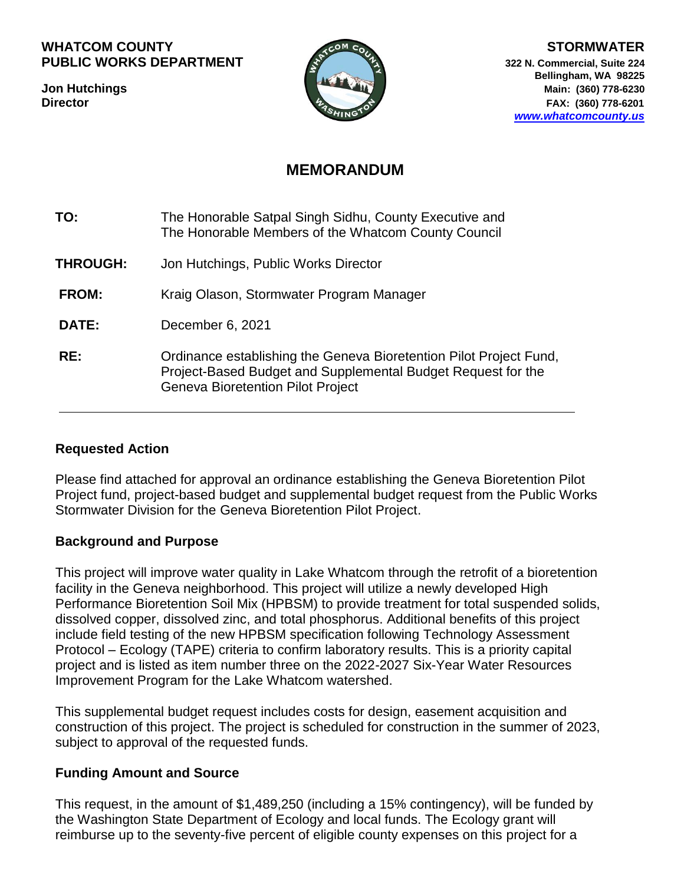**WHATCOM COUNTY**
**PUBLIC WORKS DEPARTMENT**

**Jon Hutchings**
**Director**

**STORMWATER**
**322 N. Commercial, Suite 224**
**Bellingham, WA 98225**
**Main: (360) 778-6230**
**FAX: (360) 778-6201**
***www.whatcomcounty.us***

# MEMORANDUM

| | |
|---|---|
| **TO:** | The Honorable Satpal Singh Sidhu, County Executive and The Honorable Members of the Whatcom County Council |
| **THROUGH:** | Jon Hutchings, Public Works Director |
| **FROM:** | Kraig Olason, Stormwater Program Manager |
| **DATE:** | December 6, 2021 |
| **RE:** | Ordinance establishing the Geneva Bioretention Pilot Project Fund, Project-Based Budget and Supplemental Budget Request for the Geneva Bioretention Pilot Project |

---

## Requested Action

Please find attached for approval an ordinance establishing the Geneva Bioretention Pilot Project fund, project-based budget and supplemental budget request from the Public Works Stormwater Division for the Geneva Bioretention Pilot Project.

## Background and Purpose

This project will improve water quality in Lake Whatcom through the retrofit of a bioretention facility in the Geneva neighborhood. This project will utilize a newly developed High Performance Bioretention Soil Mix (HPBSM) to provide treatment for total suspended solids, dissolved copper, dissolved zinc, and total phosphorus. Additional benefits of this project include field testing of the new HPBSM specification following Technology Assessment Protocol – Ecology (TAPE) criteria to confirm laboratory results. This is a priority capital project and is listed as item number three on the 2022-2027 Six-Year Water Resources Improvement Program for the Lake Whatcom watershed.

This supplemental budget request includes costs for design, easement acquisition and construction of this project. The project is scheduled for construction in the summer of 2023, subject to approval of the requested funds.

## Funding Amount and Source

This request, in the amount of $1,489,250 (including a 15% contingency), will be funded by the Washington State Department of Ecology and local funds. The Ecology grant will reimburse up to the seventy-five percent of eligible county expenses on this project for a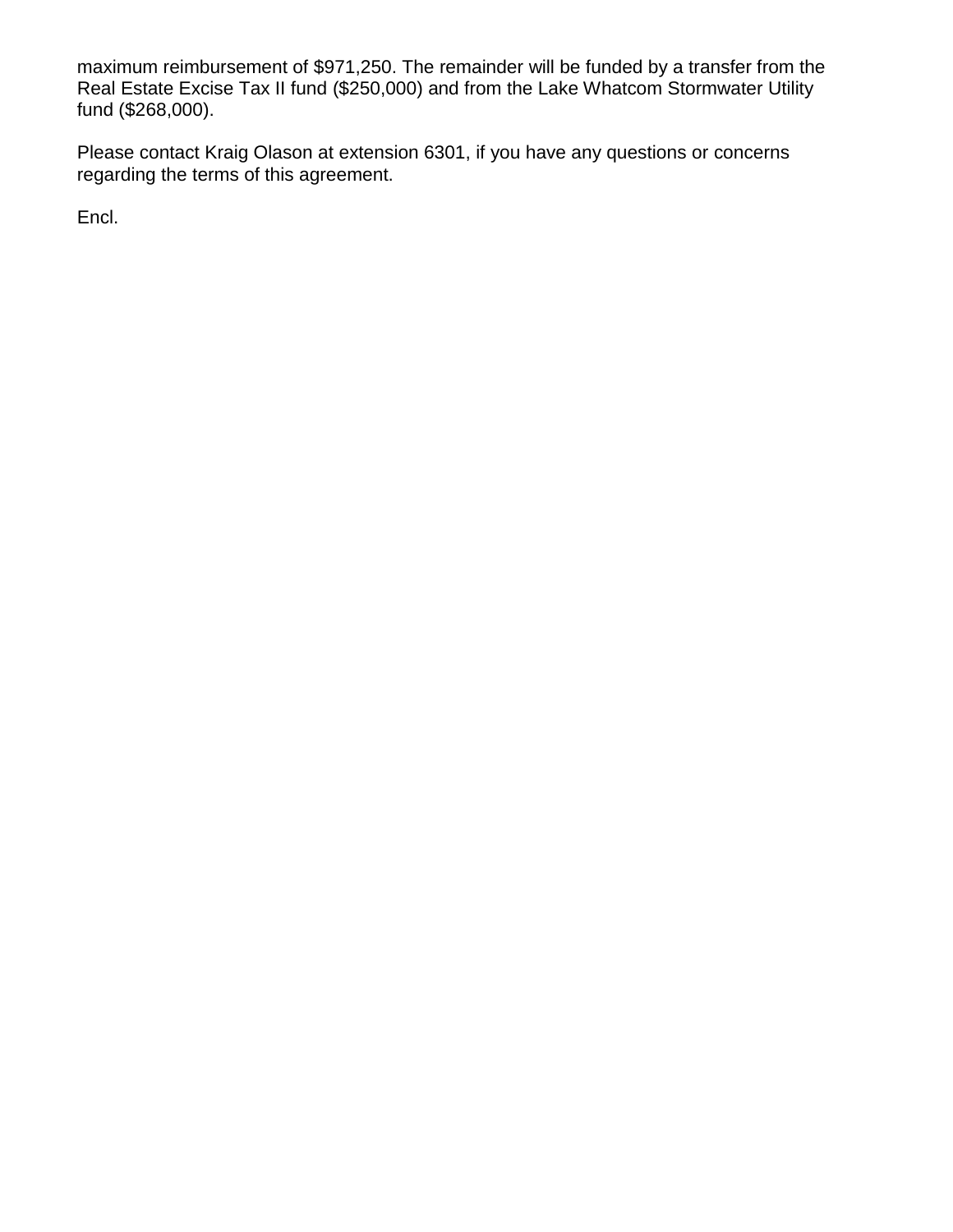maximum reimbursement of $971,250. The remainder will be funded by a transfer from the Real Estate Excise Tax II fund ($250,000) and from the Lake Whatcom Stormwater Utility fund ($268,000).

Please contact Kraig Olason at extension 6301, if you have any questions or concerns regarding the terms of this agreement.

Encl.